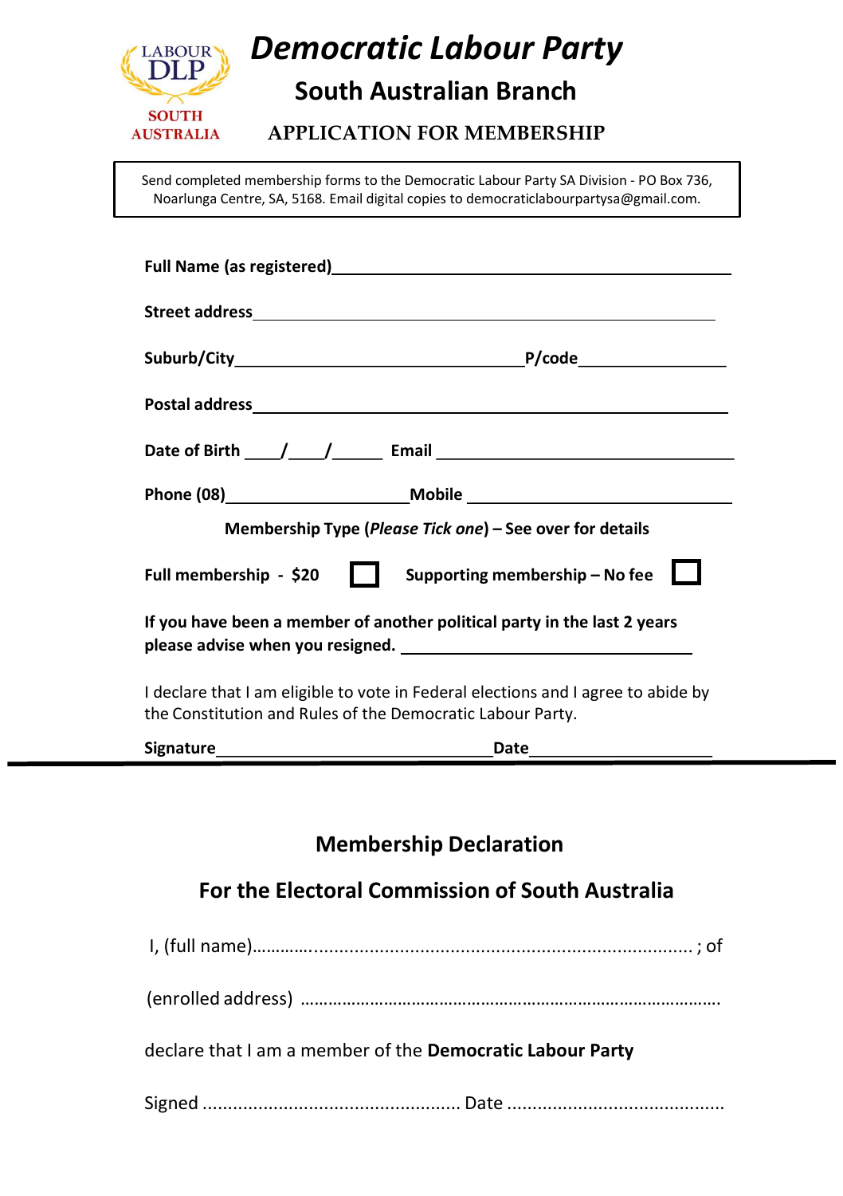LABOUR DLP SOUTH AUSTRALIA

# Democratic Labour Party

## South Australian Branch

### APPLICATION FOR MEMBERSHIP

Send completed membership forms to the Democratic Labour Party SA Division - PO Box 736, Noarlunga Centre, SA, 5168. Email digital copies to democraticlabourpartysa@gmail.com.

**Full Name (as registered)**\_\_\_\_\_\_\_\_\_\_\_\_\_\_\_\_\_\_\_\_\_\_\_\_\_\_\_\_\_\_\_\_\_\_\_\_\_\_\_\_

**Street address**\_\_\_\_\_\_\_\_\_\_\_\_\_\_\_\_\_\_\_\_\_\_\_\_\_\_\_\_\_\_\_\_\_\_\_\_\_\_\_\_\_\_\_\_\_\_

**Suburb/City**\_\_\_\_\_\_\_\_\_\_\_\_\_\_\_\_\_\_\_\_\_\_\_\_\_\_\_\_ **P/code**\_\_\_\_\_\_\_\_\_\_\_\_\_\_

**Postal address**\_\_\_\_\_\_\_\_\_\_\_\_\_\_\_\_\_\_\_\_\_\_\_\_\_\_\_\_\_\_\_\_\_\_\_\_\_\_\_\_\_\_\_\_\_\_

**Date of Birth** \_\_\_\_/\_\_\_\_/\_\_\_\_\_\_ **Email** \_\_\_\_\_\_\_\_\_\_\_\_\_\_\_\_\_\_\_\_\_\_\_\_\_\_\_\_\_\_

**Phone (08)**\_\_\_\_\_\_\_\_\_\_\_\_\_\_\_\_\_\_\_\_ **Mobile** \_\_\_\_\_\_\_\_\_\_\_\_\_\_\_\_\_\_\_\_\_\_\_\_\_\_\_\_

**Membership Type (*Please Tick one*) – See over for details**

**Full membership - $20** ☐ **Supporting membership – No fee** ☐

**If you have been a member of another political party in the last 2 years please advise when you resigned.** \_\_\_\_\_\_\_\_\_\_\_\_\_\_\_\_\_\_\_\_\_\_\_\_\_\_\_\_\_\_

I declare that I am eligible to vote in Federal elections and I agree to abide by the Constitution and Rules of the Democratic Labour Party.

**Signature**\_\_\_\_\_\_\_\_\_\_\_\_\_\_\_\_\_\_\_\_\_\_\_\_\_\_\_\_\_\_ **Date**\_\_\_\_\_\_\_\_\_\_\_\_\_\_\_\_\_\_\_\_

---

## Membership Declaration

## For the Electoral Commission of South Australia

I, (full name)…………............................................................................ ; of

(enrolled address) …………………………………………………………………………….

declare that I am a member of the **Democratic Labour Party**

Signed .................................................. Date ...........................................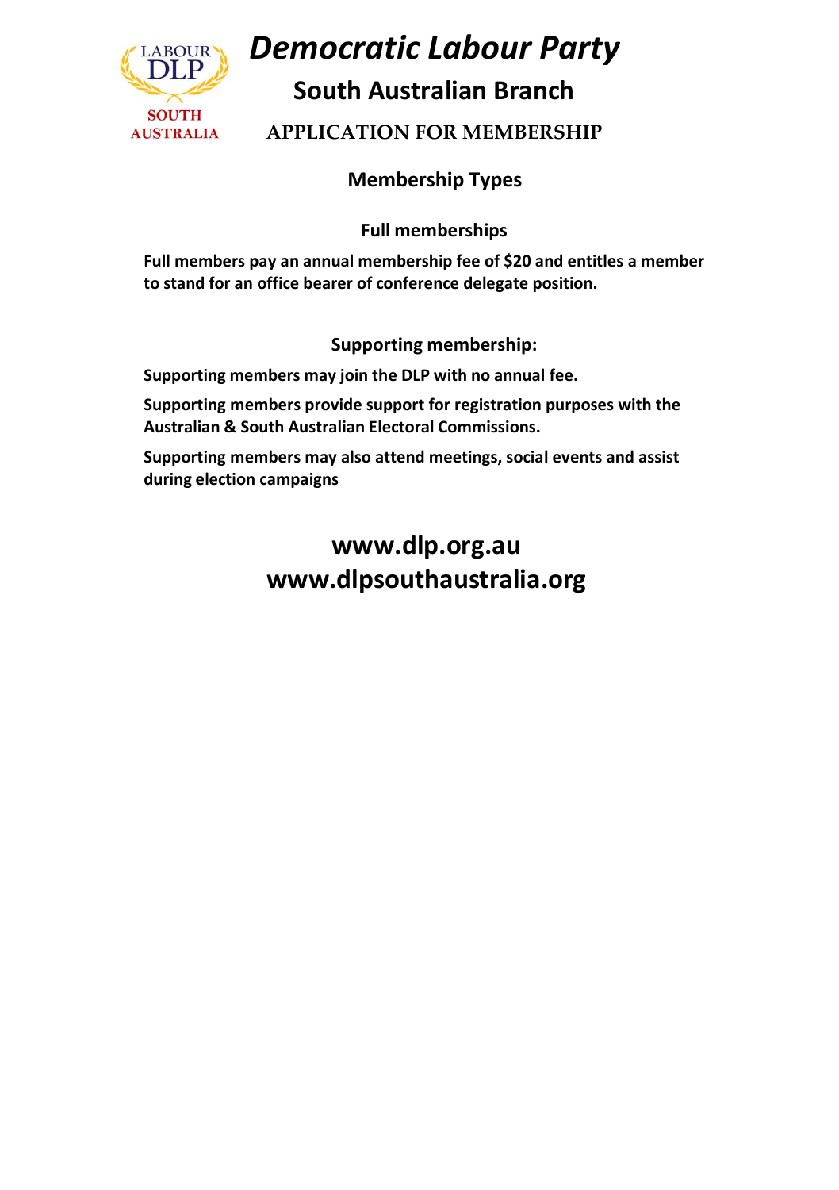LABOUR DLP SOUTH AUSTRALIA

# *Democratic Labour Party*

## South Australian Branch

### APPLICATION FOR MEMBERSHIP

### Membership Types

#### Full memberships

**Full members pay an annual membership fee of $20 and entitles a member to stand for an office bearer of conference delegate position.**

#### Supporting membership:

**Supporting members may join the DLP with no annual fee.**

**Supporting members provide support for registration purposes with the Australian & South Australian Electoral Commissions.**

**Supporting members may also attend meetings, social events and assist during election campaigns**

## www.dlp.org.au
## www.dlpsouthaustralia.org